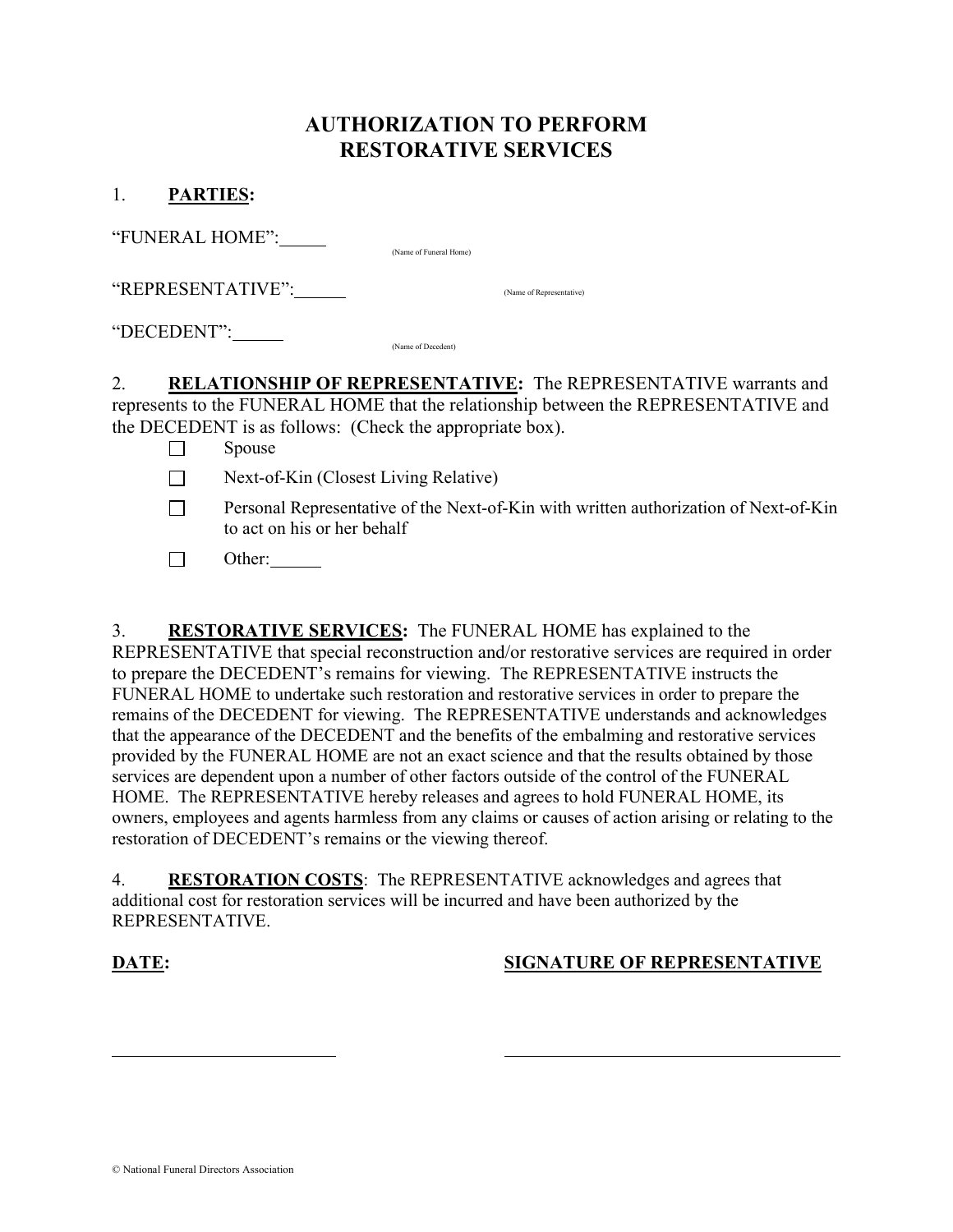# AUTHORIZATION TO PERFORM RESTORATIVE SERVICES

1. **PARTIES:**

"FUNERAL HOME":\_\_\_\_\_ (Name of Funeral Home)

"REPRESENTATIVE":\_\_\_\_\_\_ (Name of Representative)

"DECEDENT":\_\_\_\_\_\_ (Name of Decedent)

2. **RELATIONSHIP OF REPRESENTATIVE:** The REPRESENTATIVE warrants and represents to the FUNERAL HOME that the relationship between the REPRESENTATIVE and the DECEDENT is as follows: (Check the appropriate box).

   - ☐ Spouse
   - ☐ Next-of-Kin (Closest Living Relative)
   - ☐ Personal Representative of the Next-of-Kin with written authorization of Next-of-Kin to act on his or her behalf
   - ☐ Other:\_\_\_\_\_\_

3. **RESTORATIVE SERVICES:** The FUNERAL HOME has explained to the REPRESENTATIVE that special reconstruction and/or restorative services are required in order to prepare the DECEDENT's remains for viewing. The REPRESENTATIVE instructs the FUNERAL HOME to undertake such restoration and restorative services in order to prepare the remains of the DECEDENT for viewing. The REPRESENTATIVE understands and acknowledges that the appearance of the DECEDENT and the benefits of the embalming and restorative services provided by the FUNERAL HOME are not an exact science and that the results obtained by those services are dependent upon a number of other factors outside of the control of the FUNERAL HOME. The REPRESENTATIVE hereby releases and agrees to hold FUNERAL HOME, its owners, employees and agents harmless from any claims or causes of action arising or relating to the restoration of DECEDENT's remains or the viewing thereof.

4. **RESTORATION COSTS**: The REPRESENTATIVE acknowledges and agrees that additional cost for restoration services will be incurred and have been authorized by the REPRESENTATIVE.

**DATE:** \_\_\_\_\_\_\_\_\_\_\_\_\_\_\_\_\_\_\_\_\_\_\_\_

**SIGNATURE OF REPRESENTATIVE** \_\_\_\_\_\_\_\_\_\_\_\_\_\_\_\_\_\_\_\_\_\_\_\_\_\_\_\_\_\_\_\_\_\_

© National Funeral Directors Association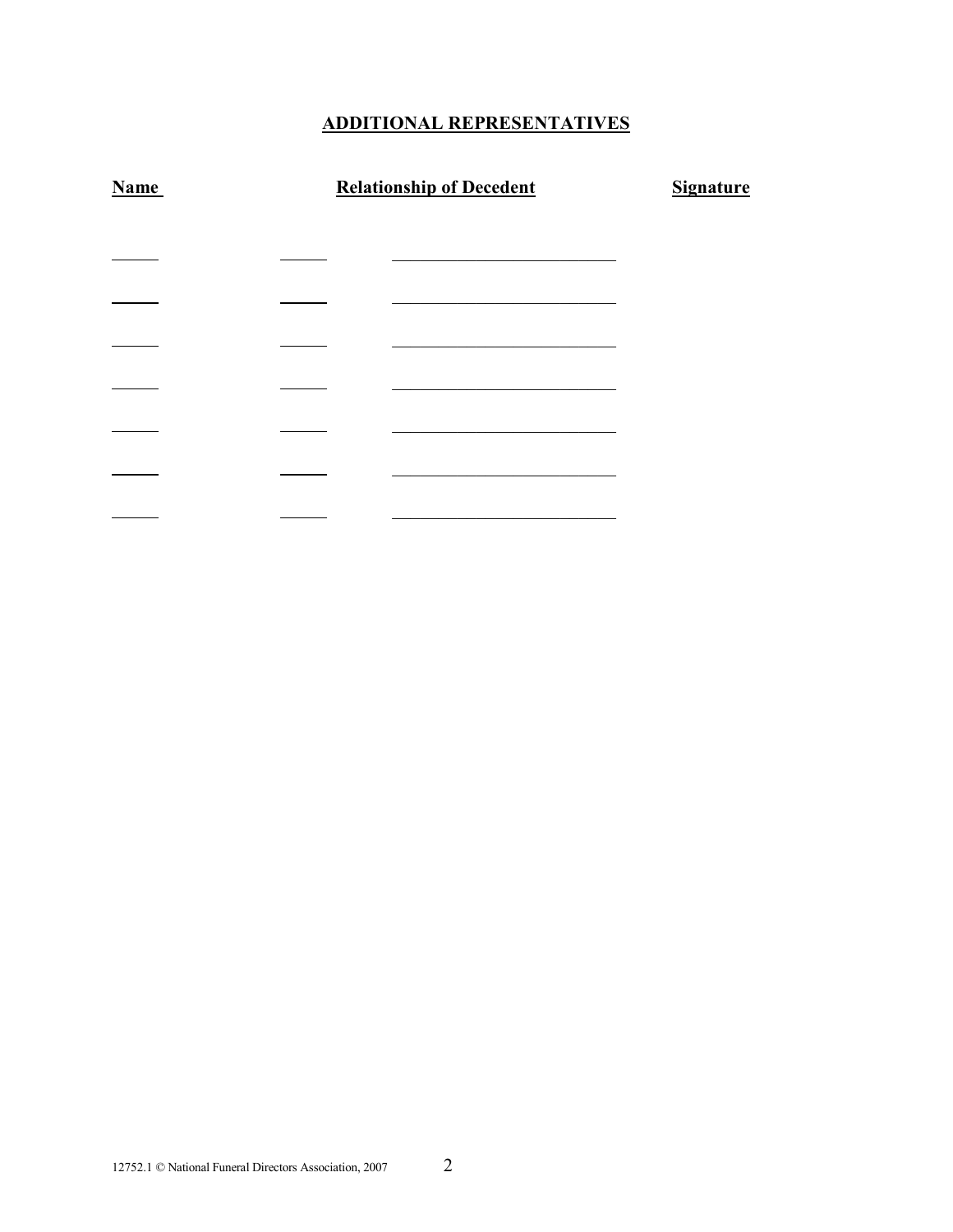## ADDITIONAL REPRESENTATIVES

| Name | Relationship of Decedent | Signature |
| --- | --- | --- |
| | | |
| | | |
| | | |
| | | |
| | | |
| | | |
| | | |

12752.1 © National Funeral Directors Association, 2007